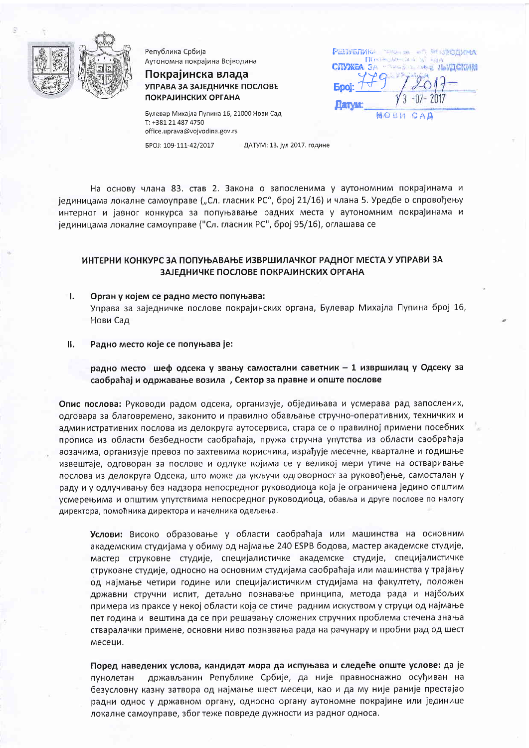Република Србија
Аутономна покрајина Војводина

**Покрајинска влада**
**УПРАВА ЗА ЗАЈЕДНИЧКЕ ПОСЛОВЕ ПОКРАЈИНСКИХ ОРГАНА**

Булевар Михајла Пупина 16, 21000 Нови Сад
Т: +381 21 487 4750
office.uprava@vojvodina.gov.rs

БРОЈ: 109-111-42/2017 ДАТУМ: 13. јул 2017. године

РЕПУБЛИКА СРБИЈА АП ВОЈВОДИНА
СЛУЖБА ЗА УПРАВЉАЊЕ ЉУДСКИМ РЕСУРСИМА
Број: 179 / 2017
Датум: 13-07-2017
НОВИ САД

На основу члана 83. став 2. Закона о запосленима у аутономним покрајинама и јединицама локалне самоуправе („Сл. гласник РС", број 21/16) и члана 5. Уредбе о спровођењу интерног и јавног конкурса за попуњавање радних места у аутономним покрајинама и јединицама локалне самоуправе ("Сл. гласник РС", број 95/16), оглашава се

## ИНТЕРНИ КОНКУРС ЗА ПОПУЊАВАЊЕ ИЗВРШИЛАЧКОГ РАДНОГ МЕСТА У УПРАВИ ЗА ЗАЈЕДНИЧКЕ ПОСЛОВЕ ПОКРАЈИНСКИХ ОРГАНА

**I. Орган у којем се радно место попуњава:**
Управа за заједничке послове покрајинских органа, Булевар Михајла Пупина број 16, Нови Сад

**II. Радно место које се попуњава је:**

**радно место шеф одсека у звању самостални саветник – 1 извршилац у Одсеку за саобраћај и одржавање возила , Сектор за правне и опште послове**

**Опис послова:** Руководи радом одсека, организује, обједињава и усмерава рад запослених, одговара за благовремено, законито и правилно обављање стручно-оперативних, техничких и административних послова из делокруга аутосервиса, стара се о правилној примени посебних прописа из области безбедности саобраћаја, пружа стручна упутства из области саобраћаја возачима, организује превоз по захтевима корисника, израђује месечне, кварталне и годишње извештаје, одговоран за послове и одлуке којима се у великој мери утиче на остваривање послова из делокруга Одсека, што може да укључи одговорност за руковођење, самосталан у раду и у одлучивању без надзора непосредног руководиоца која је ограничена једино општим усмерењима и општим упутствима непосредног руководиоца, обавља и друге послове по налогу директора, помоћника директора и начелника одељења.

**Услови:** Високо образовање у области саобраћаја или машинства на основним академским студијама у обиму од најмање 240 ESPB бодова, мастер академске студије, мастер струковне студије, специјалистичке академске студије, специјалистичке струковне студије, односно на основним студијама саобраћаја или машинства у трајању од најмање четири године или специјалистичким студијама на факултету, положен државни стручни испит, детаљно познавање принципа, метода рада и најбољих примера из праксе у некој области која се стиче радним искуством у струци од најмање пет година и вештина да се при решавању сложених стручних проблема стечена знања стваралачки примене, основни ниво познавања рада на рачунару и пробни рад од шест месеци.

**Поред наведених услова, кандидат мора да испуњава и следеће опште услове:** да је пунолетан држављанин Републике Србије, да није правноснажно осуђиван на безусловну казну затвора од најмање шест месеци, као и да му није раније престајао радни однос у државном органу, односно органу аутономне покрајине или јединице локалне самоуправе, због теже повреде дужности из радног односа.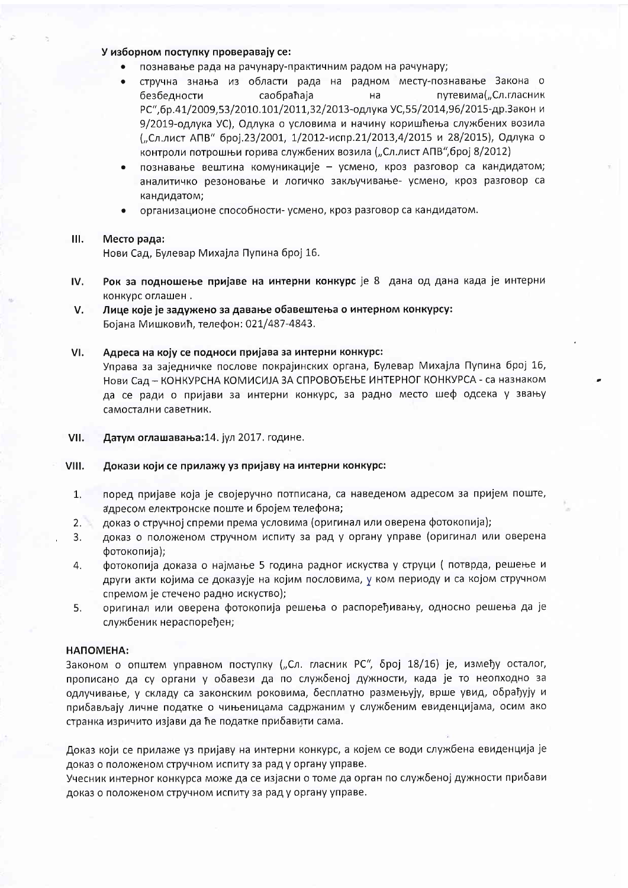**У изборном поступку проверавају се:**

- познавање рада на рачунару-практичним радом на рачунару;
- стручна знања из области рада на радном месту-познавање Закона о безбедности саобраћаја на путевима(„Сл.гласник РС",бр.41/2009,53/2010.101/2011,32/2013-одлука УС,55/2014,96/2015-др.Закон и 9/2019-одлука УС), Одлука о условима и начину коришћења службених возила („Сл.лист АПВ" број.23/2001, 1/2012-испр.21/2013,4/2015 и 28/2015), Одлука о контроли потрошњи горива службених возила („Сл.лист АПВ",број 8/2012)
- познавање вештина комуникације – усмено, кроз разговор са кандидатом; аналитичко резоновање и логичко закључивање- усмено, кроз разговор са кандидатом;
- организационе способности- усмено, кроз разговор са кандидатом.

**III. Место рада:**
Нови Сад, Булевар Михајла Пупина број 16.

**IV. Рок за подношење пријаве на интерни конкурс** је 8 дана од дана када је интерни конкурс оглашен .

**V. Лице које је задужено за давање обавештења о интерном конкурсу:**
Бојана Мишковић, телефон: 021/487-4843.

**VI. Адреса на коју се подноси пријава за интерни конкурс:**
Управа за заједничке послове покрајинских органа, Булевар Михајла Пупина број 16, Нови Сад – КОНКУРСНА КОМИСИЈА ЗА СПРОВОЂЕЊЕ ИНТЕРНОГ КОНКУРСА - са назнаком да се ради о пријави за интерни конкурс, за радно место шеф одсека у звању самостални саветник.

**VII. Датум оглашавања:**14. јул 2017. године.

**VIII. Докази који се прилажу уз пријаву на интерни конкурс:**

1. поред пријаве која је својеручно потписана, са наведеном адресом за пријем поште, адресом електронске поште и бројем телефона;
2. доказ о стручној спреми према условима (оригинал или оверена фотокопија);
3. доказ о положеном стручном испиту за рад у органу управе (оригинал или оверена фотокопија);
4. фотокопија доказа о најмање 5 година радног искуства у струци ( потврда, решење и други акти којима се доказује на којим пословима, у ком периоду и са којом стручном спремом је стечено радно искуство);
5. оригинал или оверена фотокопија решења о распоређивању, односно решења да је службеник нераспоређен;

**НАПОМЕНА:**
Законом о општем управном поступку („Сл. гласник РС", број 18/16) је, између осталог, прописано да су органи у обавези да по службеној дужности, када је то неопходно за одлучивање, у складу са законским роковима, бесплатно размењују, врше увид, обрађују и прибављају личне податке о чињеницама садржаним у службеним евиденцијама, осим ако странка изричито изјави да ће податке прибавити сама.

Доказ који се прилаже уз пријаву на интерни конкурс, а којем се води службена евиденција је доказ о положеном стручном испиту за рад у органу управе.
Учесник интерног конкурса може да се изјасни о томе да орган по службеној дужности прибави доказ о положеном стручном испиту за рад у органу управе.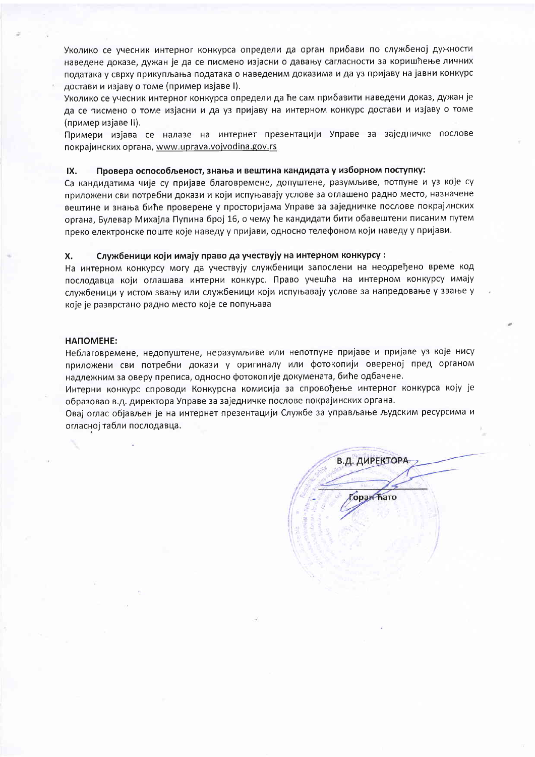Уколико се учесник интерног конкурса определи да орган прибави по службеној дужности наведене доказе, дужан је да се писмено изјасни о давању сагласности за коришћење личних података у сврху прикупљања података о наведеним доказима и да уз пријаву на јавни конкурс достави и изјаву о томе (пример изјаве I).

Уколико се учесник интерног конкурса определи да ће сам прибавити наведени доказ, дужан је да се писмено о томе изјасни и да уз пријаву на интерном конкурс достави и изјаву о томе (пример изјаве II).

Примери изјава се налазе на интернет презентацији Управе за заједничке послове покрајинских органа, www.uprava.vojvodina.gov.rs

## IX. Провера оспособљеност, знања и вештина кандидата у изборном поступку:

Са кандидатима чије су пријаве благовремене, допуштене, разумљиве, потпуне и уз које су приложени сви потребни докази и који испуњавају услове за оглашено радно место, назначене вештине и знања биће проверене у просторијама Управе за заједничке послове покрајинских органа, Булевар Михајла Пупина број 16, о чему ће кандидати бити обавештени писаним путем преко електронске поште које наведу у пријави, односно телефоном који наведу у пријави.

## X. Службеници који имају право да учествују на интерном конкурсу :

На интерном конкурсу могу да учествују службеници запослени на неодређено време код послодавца који оглашава интерни конкурс. Право учешћа на интерном конкурсу имају службеници у истом звању или службеници који испуњавају услове за напредовање у звање у које је разврстано радно место које се попуњава

**НАПОМЕНЕ:**

Неблаговремене, недопуштене, неразумљиве или непотпуне пријаве и пријаве уз које нису приложени сви потребни докази у оригиналу или фотокопији овереној пред органом надлежним за оверу преписа, односно фотокопије докумената, биће одбачене.

Интерни конкурс спроводи Конкурсна комисија за спровођење интерног конкурса коју је образовао в.д. директора Управе за заједничке послове покрајинских органа.

Овај оглас објављен је на интернет презентацији Службе за управљање људским ресурсима и огласној табли послодавца.

**В.Д. ДИРЕКТОРА**

Горан Ћато